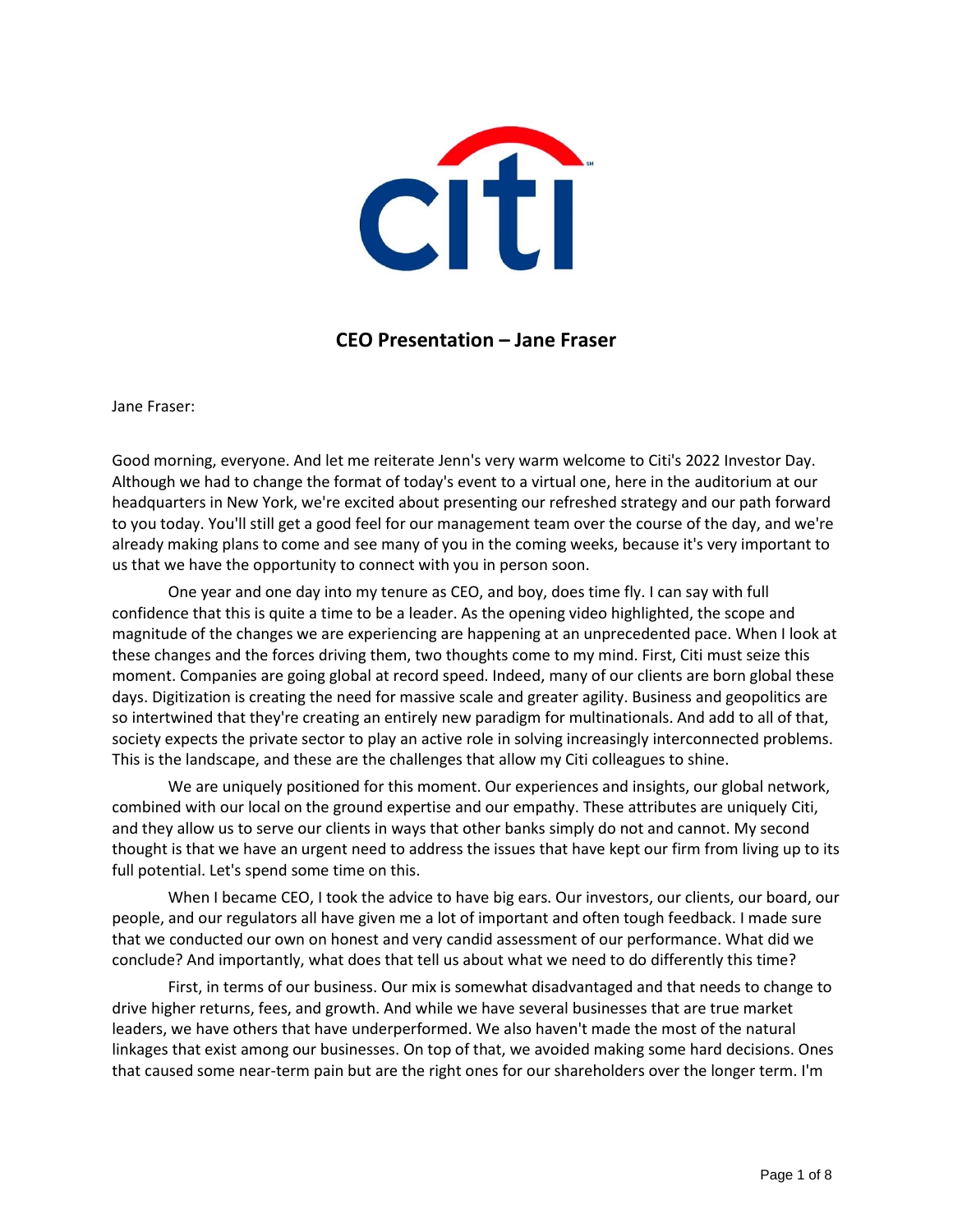# CEO Presentation – Jane Fraser

Jane Fraser:

Good morning, everyone. And let me reiterate Jenn's very warm welcome to Citi's 2022 Investor Day. Although we had to change the format of today's event to a virtual one, here in the auditorium at our headquarters in New York, we're excited about presenting our refreshed strategy and our path forward to you today. You'll still get a good feel for our management team over the course of the day, and we're already making plans to come and see many of you in the coming weeks, because it's very important to us that we have the opportunity to connect with you in person soon.

One year and one day into my tenure as CEO, and boy, does time fly. I can say with full confidence that this is quite a time to be a leader. As the opening video highlighted, the scope and magnitude of the changes we are experiencing are happening at an unprecedented pace. When I look at these changes and the forces driving them, two thoughts come to my mind. First, Citi must seize this moment. Companies are going global at record speed. Indeed, many of our clients are born global these days. Digitization is creating the need for massive scale and greater agility. Business and geopolitics are so intertwined that they're creating an entirely new paradigm for multinationals. And add to all of that, society expects the private sector to play an active role in solving increasingly interconnected problems. This is the landscape, and these are the challenges that allow my Citi colleagues to shine.

We are uniquely positioned for this moment. Our experiences and insights, our global network, combined with our local on the ground expertise and our empathy. These attributes are uniquely Citi, and they allow us to serve our clients in ways that other banks simply do not and cannot. My second thought is that we have an urgent need to address the issues that have kept our firm from living up to its full potential. Let's spend some time on this.

When I became CEO, I took the advice to have big ears. Our investors, our clients, our board, our people, and our regulators all have given me a lot of important and often tough feedback. I made sure that we conducted our own on honest and very candid assessment of our performance. What did we conclude? And importantly, what does that tell us about what we need to do differently this time?

First, in terms of our business. Our mix is somewhat disadvantaged and that needs to change to drive higher returns, fees, and growth. And while we have several businesses that are true market leaders, we have others that have underperformed. We also haven't made the most of the natural linkages that exist among our businesses. On top of that, we avoided making some hard decisions. Ones that caused some near-term pain but are the right ones for our shareholders over the longer term. I'm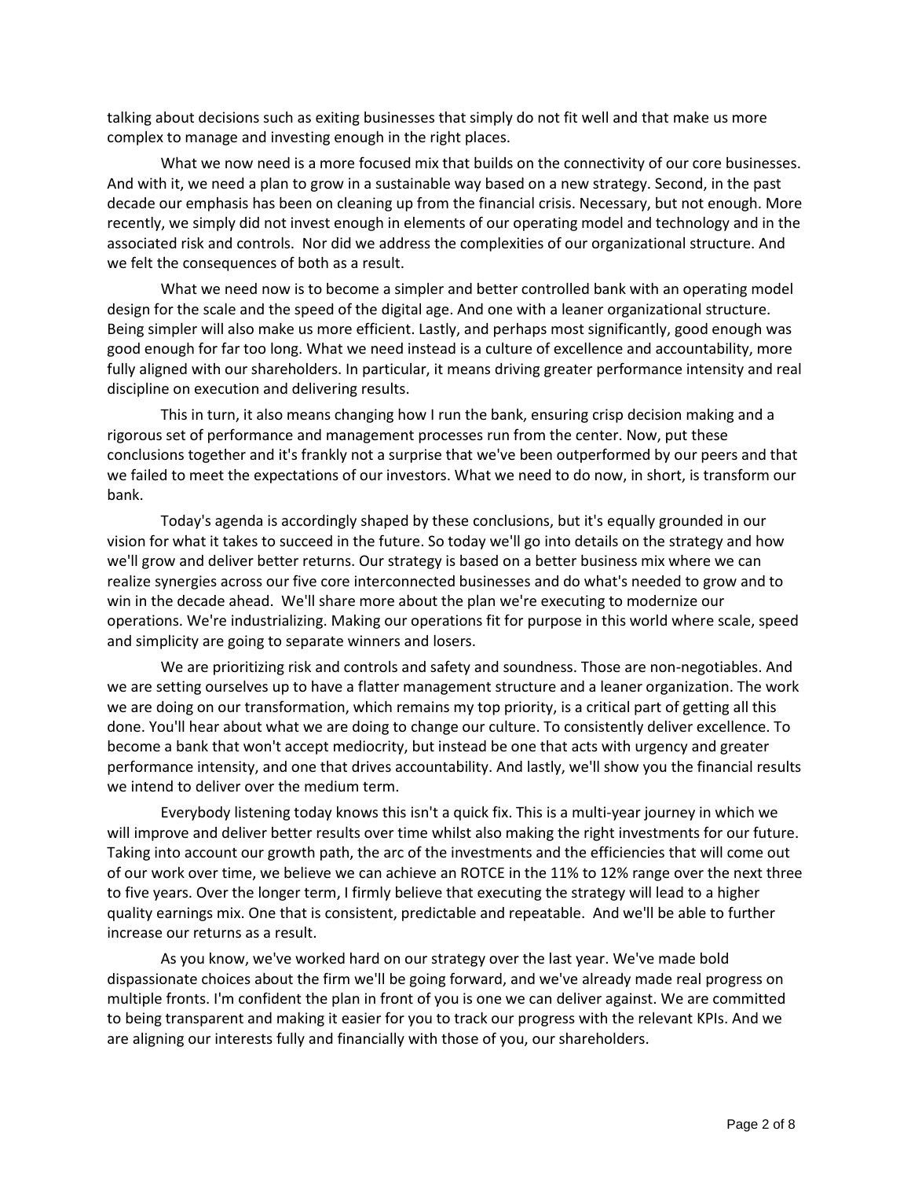talking about decisions such as exiting businesses that simply do not fit well and that make us more complex to manage and investing enough in the right places.

What we now need is a more focused mix that builds on the connectivity of our core businesses. And with it, we need a plan to grow in a sustainable way based on a new strategy. Second, in the past decade our emphasis has been on cleaning up from the financial crisis. Necessary, but not enough. More recently, we simply did not invest enough in elements of our operating model and technology and in the associated risk and controls. Nor did we address the complexities of our organizational structure. And we felt the consequences of both as a result.

What we need now is to become a simpler and better controlled bank with an operating model design for the scale and the speed of the digital age. And one with a leaner organizational structure. Being simpler will also make us more efficient. Lastly, and perhaps most significantly, good enough was good enough for far too long. What we need instead is a culture of excellence and accountability, more fully aligned with our shareholders. In particular, it means driving greater performance intensity and real discipline on execution and delivering results.

This in turn, it also means changing how I run the bank, ensuring crisp decision making and a rigorous set of performance and management processes run from the center. Now, put these conclusions together and it's frankly not a surprise that we've been outperformed by our peers and that we failed to meet the expectations of our investors. What we need to do now, in short, is transform our bank.

Today's agenda is accordingly shaped by these conclusions, but it's equally grounded in our vision for what it takes to succeed in the future. So today we'll go into details on the strategy and how we'll grow and deliver better returns. Our strategy is based on a better business mix where we can realize synergies across our five core interconnected businesses and do what's needed to grow and to win in the decade ahead. We'll share more about the plan we're executing to modernize our operations. We're industrializing. Making our operations fit for purpose in this world where scale, speed and simplicity are going to separate winners and losers.

We are prioritizing risk and controls and safety and soundness. Those are non-negotiables. And we are setting ourselves up to have a flatter management structure and a leaner organization. The work we are doing on our transformation, which remains my top priority, is a critical part of getting all this done. You'll hear about what we are doing to change our culture. To consistently deliver excellence. To become a bank that won't accept mediocrity, but instead be one that acts with urgency and greater performance intensity, and one that drives accountability. And lastly, we'll show you the financial results we intend to deliver over the medium term.

Everybody listening today knows this isn't a quick fix. This is a multi-year journey in which we will improve and deliver better results over time whilst also making the right investments for our future. Taking into account our growth path, the arc of the investments and the efficiencies that will come out of our work over time, we believe we can achieve an ROTCE in the 11% to 12% range over the next three to five years. Over the longer term, I firmly believe that executing the strategy will lead to a higher quality earnings mix. One that is consistent, predictable and repeatable. And we'll be able to further increase our returns as a result.

As you know, we've worked hard on our strategy over the last year. We've made bold dispassionate choices about the firm we'll be going forward, and we've already made real progress on multiple fronts. I'm confident the plan in front of you is one we can deliver against. We are committed to being transparent and making it easier for you to track our progress with the relevant KPIs. And we are aligning our interests fully and financially with those of you, our shareholders.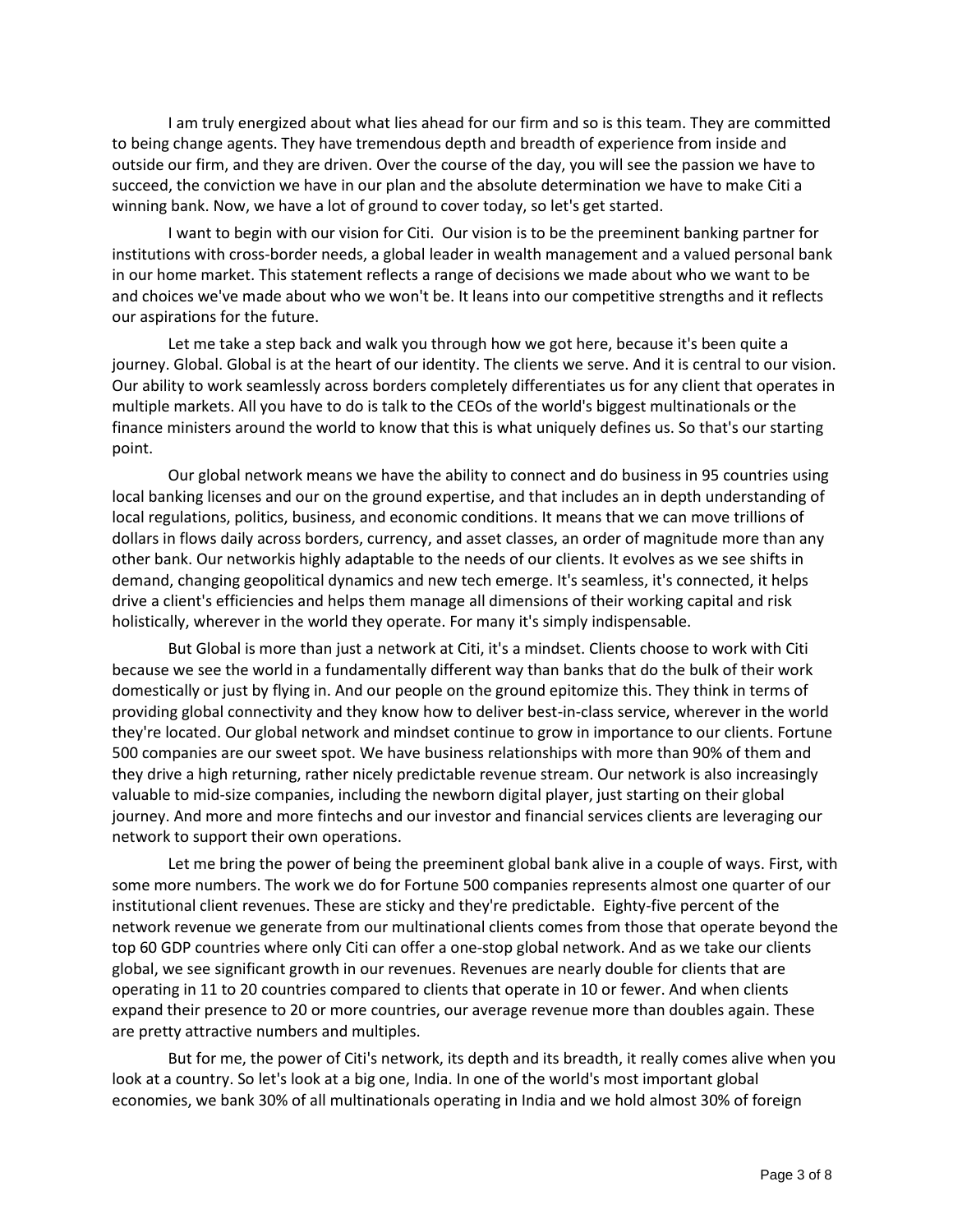I am truly energized about what lies ahead for our firm and so is this team. They are committed to being change agents. They have tremendous depth and breadth of experience from inside and outside our firm, and they are driven. Over the course of the day, you will see the passion we have to succeed, the conviction we have in our plan and the absolute determination we have to make Citi a winning bank. Now, we have a lot of ground to cover today, so let's get started.

I want to begin with our vision for Citi. Our vision is to be the preeminent banking partner for institutions with cross-border needs, a global leader in wealth management and a valued personal bank in our home market. This statement reflects a range of decisions we made about who we want to be and choices we've made about who we won't be. It leans into our competitive strengths and it reflects our aspirations for the future.

Let me take a step back and walk you through how we got here, because it's been quite a journey. Global. Global is at the heart of our identity. The clients we serve. And it is central to our vision. Our ability to work seamlessly across borders completely differentiates us for any client that operates in multiple markets. All you have to do is talk to the CEOs of the world's biggest multinationals or the finance ministers around the world to know that this is what uniquely defines us. So that's our starting point.

Our global network means we have the ability to connect and do business in 95 countries using local banking licenses and our on the ground expertise, and that includes an in depth understanding of local regulations, politics, business, and economic conditions. It means that we can move trillions of dollars in flows daily across borders, currency, and asset classes, an order of magnitude more than any other bank. Our networkis highly adaptable to the needs of our clients. It evolves as we see shifts in demand, changing geopolitical dynamics and new tech emerge. It's seamless, it's connected, it helps drive a client's efficiencies and helps them manage all dimensions of their working capital and risk holistically, wherever in the world they operate. For many it's simply indispensable.

But Global is more than just a network at Citi, it's a mindset. Clients choose to work with Citi because we see the world in a fundamentally different way than banks that do the bulk of their work domestically or just by flying in. And our people on the ground epitomize this. They think in terms of providing global connectivity and they know how to deliver best-in-class service, wherever in the world they're located. Our global network and mindset continue to grow in importance to our clients. Fortune 500 companies are our sweet spot. We have business relationships with more than 90% of them and they drive a high returning, rather nicely predictable revenue stream. Our network is also increasingly valuable to mid-size companies, including the newborn digital player, just starting on their global journey. And more and more fintechs and our investor and financial services clients are leveraging our network to support their own operations.

Let me bring the power of being the preeminent global bank alive in a couple of ways. First, with some more numbers. The work we do for Fortune 500 companies represents almost one quarter of our institutional client revenues. These are sticky and they're predictable. Eighty-five percent of the network revenue we generate from our multinational clients comes from those that operate beyond the top 60 GDP countries where only Citi can offer a one-stop global network. And as we take our clients global, we see significant growth in our revenues. Revenues are nearly double for clients that are operating in 11 to 20 countries compared to clients that operate in 10 or fewer. And when clients expand their presence to 20 or more countries, our average revenue more than doubles again. These are pretty attractive numbers and multiples.

But for me, the power of Citi's network, its depth and its breadth, it really comes alive when you look at a country. So let's look at a big one, India. In one of the world's most important global economies, we bank 30% of all multinationals operating in India and we hold almost 30% of foreign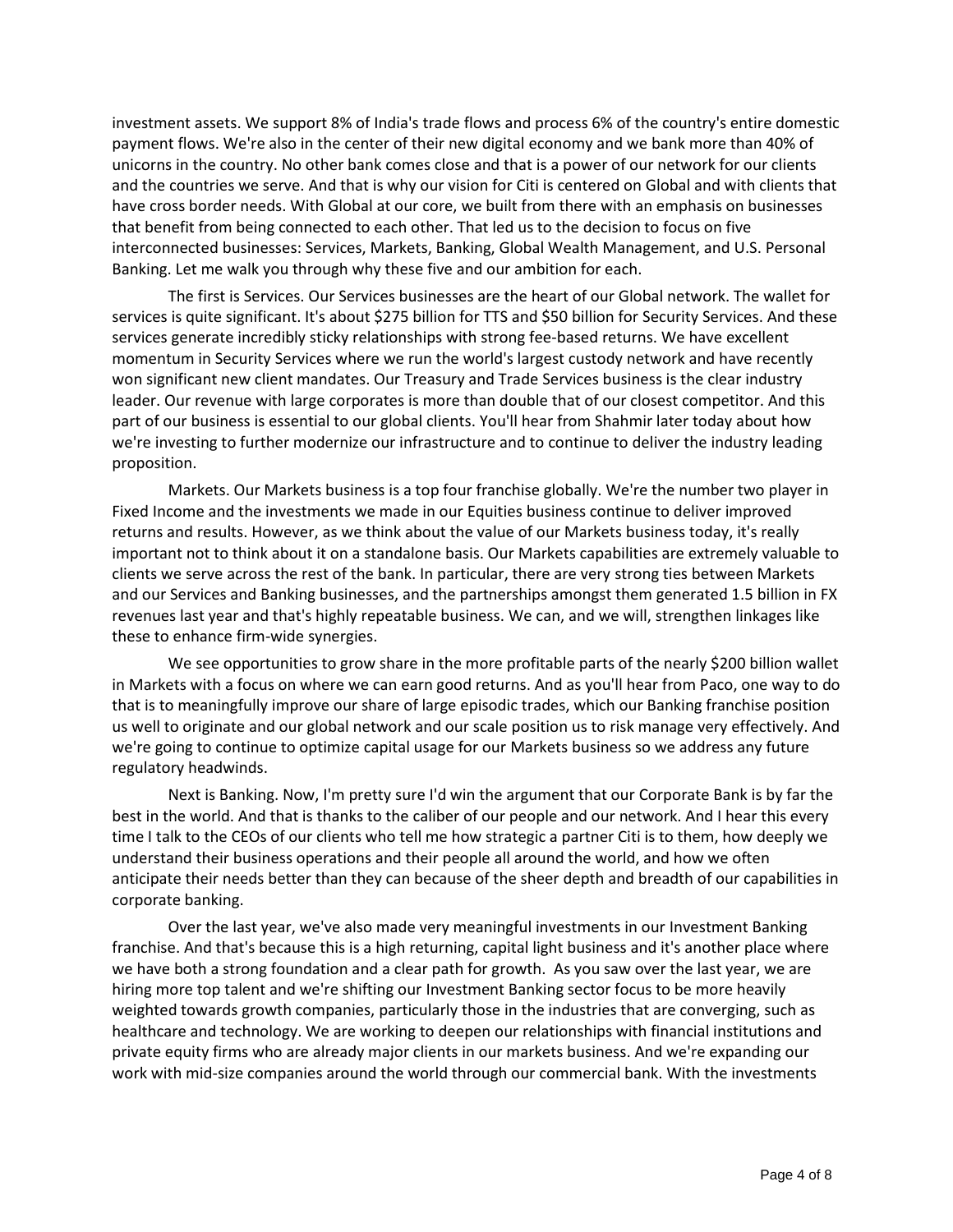investment assets. We support 8% of India's trade flows and process 6% of the country's entire domestic payment flows. We're also in the center of their new digital economy and we bank more than 40% of unicorns in the country. No other bank comes close and that is a power of our network for our clients and the countries we serve. And that is why our vision for Citi is centered on Global and with clients that have cross border needs. With Global at our core, we built from there with an emphasis on businesses that benefit from being connected to each other. That led us to the decision to focus on five interconnected businesses: Services, Markets, Banking, Global Wealth Management, and U.S. Personal Banking. Let me walk you through why these five and our ambition for each.

The first is Services. Our Services businesses are the heart of our Global network. The wallet for services is quite significant. It's about $275 billion for TTS and $50 billion for Security Services. And these services generate incredibly sticky relationships with strong fee-based returns. We have excellent momentum in Security Services where we run the world's largest custody network and have recently won significant new client mandates. Our Treasury and Trade Services business is the clear industry leader. Our revenue with large corporates is more than double that of our closest competitor. And this part of our business is essential to our global clients. You'll hear from Shahmir later today about how we're investing to further modernize our infrastructure and to continue to deliver the industry leading proposition.

Markets. Our Markets business is a top four franchise globally. We're the number two player in Fixed Income and the investments we made in our Equities business continue to deliver improved returns and results. However, as we think about the value of our Markets business today, it's really important not to think about it on a standalone basis. Our Markets capabilities are extremely valuable to clients we serve across the rest of the bank. In particular, there are very strong ties between Markets and our Services and Banking businesses, and the partnerships amongst them generated 1.5 billion in FX revenues last year and that's highly repeatable business. We can, and we will, strengthen linkages like these to enhance firm-wide synergies.

We see opportunities to grow share in the more profitable parts of the nearly $200 billion wallet in Markets with a focus on where we can earn good returns. And as you'll hear from Paco, one way to do that is to meaningfully improve our share of large episodic trades, which our Banking franchise position us well to originate and our global network and our scale position us to risk manage very effectively. And we're going to continue to optimize capital usage for our Markets business so we address any future regulatory headwinds.

Next is Banking. Now, I'm pretty sure I'd win the argument that our Corporate Bank is by far the best in the world. And that is thanks to the caliber of our people and our network. And I hear this every time I talk to the CEOs of our clients who tell me how strategic a partner Citi is to them, how deeply we understand their business operations and their people all around the world, and how we often anticipate their needs better than they can because of the sheer depth and breadth of our capabilities in corporate banking.

Over the last year, we've also made very meaningful investments in our Investment Banking franchise. And that's because this is a high returning, capital light business and it's another place where we have both a strong foundation and a clear path for growth. As you saw over the last year, we are hiring more top talent and we're shifting our Investment Banking sector focus to be more heavily weighted towards growth companies, particularly those in the industries that are converging, such as healthcare and technology. We are working to deepen our relationships with financial institutions and private equity firms who are already major clients in our markets business. And we're expanding our work with mid-size companies around the world through our commercial bank. With the investments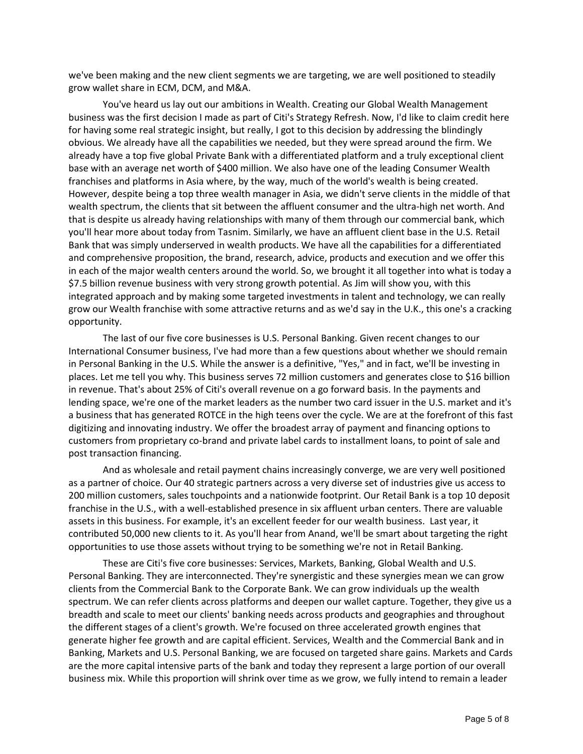we've been making and the new client segments we are targeting, we are well positioned to steadily grow wallet share in ECM, DCM, and M&A.

You've heard us lay out our ambitions in Wealth. Creating our Global Wealth Management business was the first decision I made as part of Citi's Strategy Refresh. Now, I'd like to claim credit here for having some real strategic insight, but really, I got to this decision by addressing the blindingly obvious. We already have all the capabilities we needed, but they were spread around the firm. We already have a top five global Private Bank with a differentiated platform and a truly exceptional client base with an average net worth of $400 million. We also have one of the leading Consumer Wealth franchises and platforms in Asia where, by the way, much of the world's wealth is being created. However, despite being a top three wealth manager in Asia, we didn't serve clients in the middle of that wealth spectrum, the clients that sit between the affluent consumer and the ultra-high net worth. And that is despite us already having relationships with many of them through our commercial bank, which you'll hear more about today from Tasnim. Similarly, we have an affluent client base in the U.S. Retail Bank that was simply underserved in wealth products. We have all the capabilities for a differentiated and comprehensive proposition, the brand, research, advice, products and execution and we offer this in each of the major wealth centers around the world. So, we brought it all together into what is today a $7.5 billion revenue business with very strong growth potential. As Jim will show you, with this integrated approach and by making some targeted investments in talent and technology, we can really grow our Wealth franchise with some attractive returns and as we'd say in the U.K., this one's a cracking opportunity.

The last of our five core businesses is U.S. Personal Banking. Given recent changes to our International Consumer business, I've had more than a few questions about whether we should remain in Personal Banking in the U.S. While the answer is a definitive, "Yes," and in fact, we'll be investing in places. Let me tell you why. This business serves 72 million customers and generates close to $16 billion in revenue. That's about 25% of Citi's overall revenue on a go forward basis. In the payments and lending space, we're one of the market leaders as the number two card issuer in the U.S. market and it's a business that has generated ROTCE in the high teens over the cycle. We are at the forefront of this fast digitizing and innovating industry. We offer the broadest array of payment and financing options to customers from proprietary co-brand and private label cards to installment loans, to point of sale and post transaction financing.

And as wholesale and retail payment chains increasingly converge, we are very well positioned as a partner of choice. Our 40 strategic partners across a very diverse set of industries give us access to 200 million customers, sales touchpoints and a nationwide footprint. Our Retail Bank is a top 10 deposit franchise in the U.S., with a well-established presence in six affluent urban centers. There are valuable assets in this business. For example, it's an excellent feeder for our wealth business. Last year, it contributed 50,000 new clients to it. As you'll hear from Anand, we'll be smart about targeting the right opportunities to use those assets without trying to be something we're not in Retail Banking.

These are Citi's five core businesses: Services, Markets, Banking, Global Wealth and U.S. Personal Banking. They are interconnected. They're synergistic and these synergies mean we can grow clients from the Commercial Bank to the Corporate Bank. We can grow individuals up the wealth spectrum. We can refer clients across platforms and deepen our wallet capture. Together, they give us a breadth and scale to meet our clients' banking needs across products and geographies and throughout the different stages of a client's growth. We're focused on three accelerated growth engines that generate higher fee growth and are capital efficient. Services, Wealth and the Commercial Bank and in Banking, Markets and U.S. Personal Banking, we are focused on targeted share gains. Markets and Cards are the more capital intensive parts of the bank and today they represent a large portion of our overall business mix. While this proportion will shrink over time as we grow, we fully intend to remain a leader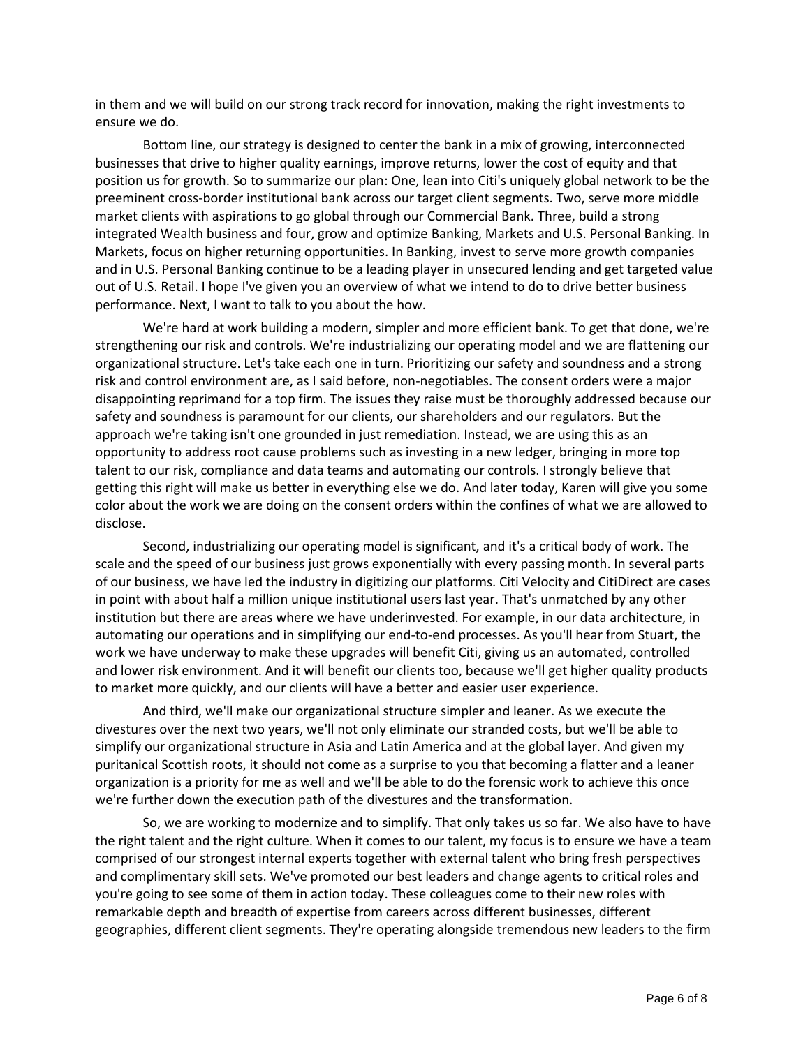in them and we will build on our strong track record for innovation, making the right investments to ensure we do.

Bottom line, our strategy is designed to center the bank in a mix of growing, interconnected businesses that drive to higher quality earnings, improve returns, lower the cost of equity and that position us for growth. So to summarize our plan: One, lean into Citi's uniquely global network to be the preeminent cross-border institutional bank across our target client segments. Two, serve more middle market clients with aspirations to go global through our Commercial Bank. Three, build a strong integrated Wealth business and four, grow and optimize Banking, Markets and U.S. Personal Banking. In Markets, focus on higher returning opportunities. In Banking, invest to serve more growth companies and in U.S. Personal Banking continue to be a leading player in unsecured lending and get targeted value out of U.S. Retail. I hope I've given you an overview of what we intend to do to drive better business performance. Next, I want to talk to you about the how.

We're hard at work building a modern, simpler and more efficient bank. To get that done, we're strengthening our risk and controls. We're industrializing our operating model and we are flattening our organizational structure. Let's take each one in turn. Prioritizing our safety and soundness and a strong risk and control environment are, as I said before, non-negotiables. The consent orders were a major disappointing reprimand for a top firm. The issues they raise must be thoroughly addressed because our safety and soundness is paramount for our clients, our shareholders and our regulators. But the approach we're taking isn't one grounded in just remediation. Instead, we are using this as an opportunity to address root cause problems such as investing in a new ledger, bringing in more top talent to our risk, compliance and data teams and automating our controls. I strongly believe that getting this right will make us better in everything else we do. And later today, Karen will give you some color about the work we are doing on the consent orders within the confines of what we are allowed to disclose.

Second, industrializing our operating model is significant, and it's a critical body of work. The scale and the speed of our business just grows exponentially with every passing month. In several parts of our business, we have led the industry in digitizing our platforms. Citi Velocity and CitiDirect are cases in point with about half a million unique institutional users last year. That's unmatched by any other institution but there are areas where we have underinvested. For example, in our data architecture, in automating our operations and in simplifying our end-to-end processes. As you'll hear from Stuart, the work we have underway to make these upgrades will benefit Citi, giving us an automated, controlled and lower risk environment. And it will benefit our clients too, because we'll get higher quality products to market more quickly, and our clients will have a better and easier user experience.

And third, we'll make our organizational structure simpler and leaner. As we execute the divestures over the next two years, we'll not only eliminate our stranded costs, but we'll be able to simplify our organizational structure in Asia and Latin America and at the global layer. And given my puritanical Scottish roots, it should not come as a surprise to you that becoming a flatter and a leaner organization is a priority for me as well and we'll be able to do the forensic work to achieve this once we're further down the execution path of the divestures and the transformation.

So, we are working to modernize and to simplify. That only takes us so far. We also have to have the right talent and the right culture. When it comes to our talent, my focus is to ensure we have a team comprised of our strongest internal experts together with external talent who bring fresh perspectives and complimentary skill sets. We've promoted our best leaders and change agents to critical roles and you're going to see some of them in action today. These colleagues come to their new roles with remarkable depth and breadth of expertise from careers across different businesses, different geographies, different client segments. They're operating alongside tremendous new leaders to the firm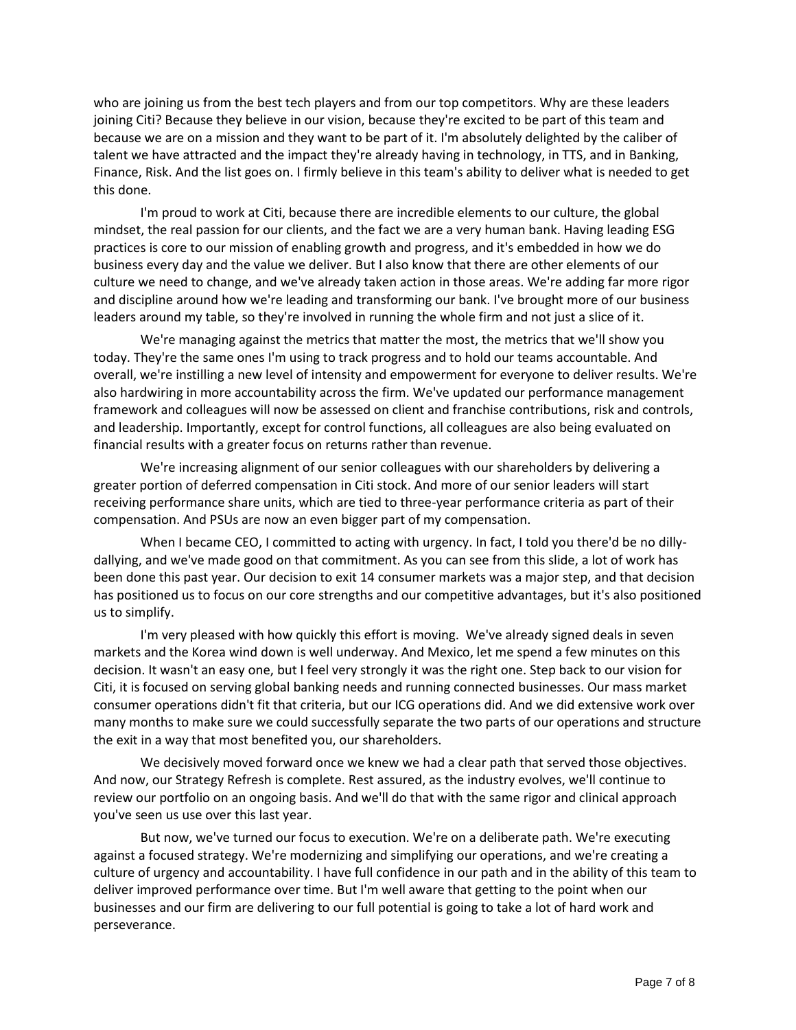who are joining us from the best tech players and from our top competitors. Why are these leaders joining Citi? Because they believe in our vision, because they're excited to be part of this team and because we are on a mission and they want to be part of it. I'm absolutely delighted by the caliber of talent we have attracted and the impact they're already having in technology, in TTS, and in Banking, Finance, Risk. And the list goes on. I firmly believe in this team's ability to deliver what is needed to get this done.

I'm proud to work at Citi, because there are incredible elements to our culture, the global mindset, the real passion for our clients, and the fact we are a very human bank. Having leading ESG practices is core to our mission of enabling growth and progress, and it's embedded in how we do business every day and the value we deliver. But I also know that there are other elements of our culture we need to change, and we've already taken action in those areas. We're adding far more rigor and discipline around how we're leading and transforming our bank. I've brought more of our business leaders around my table, so they're involved in running the whole firm and not just a slice of it.

We're managing against the metrics that matter the most, the metrics that we'll show you today. They're the same ones I'm using to track progress and to hold our teams accountable. And overall, we're instilling a new level of intensity and empowerment for everyone to deliver results. We're also hardwiring in more accountability across the firm. We've updated our performance management framework and colleagues will now be assessed on client and franchise contributions, risk and controls, and leadership. Importantly, except for control functions, all colleagues are also being evaluated on financial results with a greater focus on returns rather than revenue.

We're increasing alignment of our senior colleagues with our shareholders by delivering a greater portion of deferred compensation in Citi stock. And more of our senior leaders will start receiving performance share units, which are tied to three-year performance criteria as part of their compensation. And PSUs are now an even bigger part of my compensation.

When I became CEO, I committed to acting with urgency. In fact, I told you there'd be no dilly-dallying, and we've made good on that commitment. As you can see from this slide, a lot of work has been done this past year. Our decision to exit 14 consumer markets was a major step, and that decision has positioned us to focus on our core strengths and our competitive advantages, but it's also positioned us to simplify.

I'm very pleased with how quickly this effort is moving. We've already signed deals in seven markets and the Korea wind down is well underway. And Mexico, let me spend a few minutes on this decision. It wasn't an easy one, but I feel very strongly it was the right one. Step back to our vision for Citi, it is focused on serving global banking needs and running connected businesses. Our mass market consumer operations didn't fit that criteria, but our ICG operations did. And we did extensive work over many months to make sure we could successfully separate the two parts of our operations and structure the exit in a way that most benefited you, our shareholders.

We decisively moved forward once we knew we had a clear path that served those objectives. And now, our Strategy Refresh is complete. Rest assured, as the industry evolves, we'll continue to review our portfolio on an ongoing basis. And we'll do that with the same rigor and clinical approach you've seen us use over this last year.

But now, we've turned our focus to execution. We're on a deliberate path. We're executing against a focused strategy. We're modernizing and simplifying our operations, and we're creating a culture of urgency and accountability. I have full confidence in our path and in the ability of this team to deliver improved performance over time. But I'm well aware that getting to the point when our businesses and our firm are delivering to our full potential is going to take a lot of hard work and perseverance.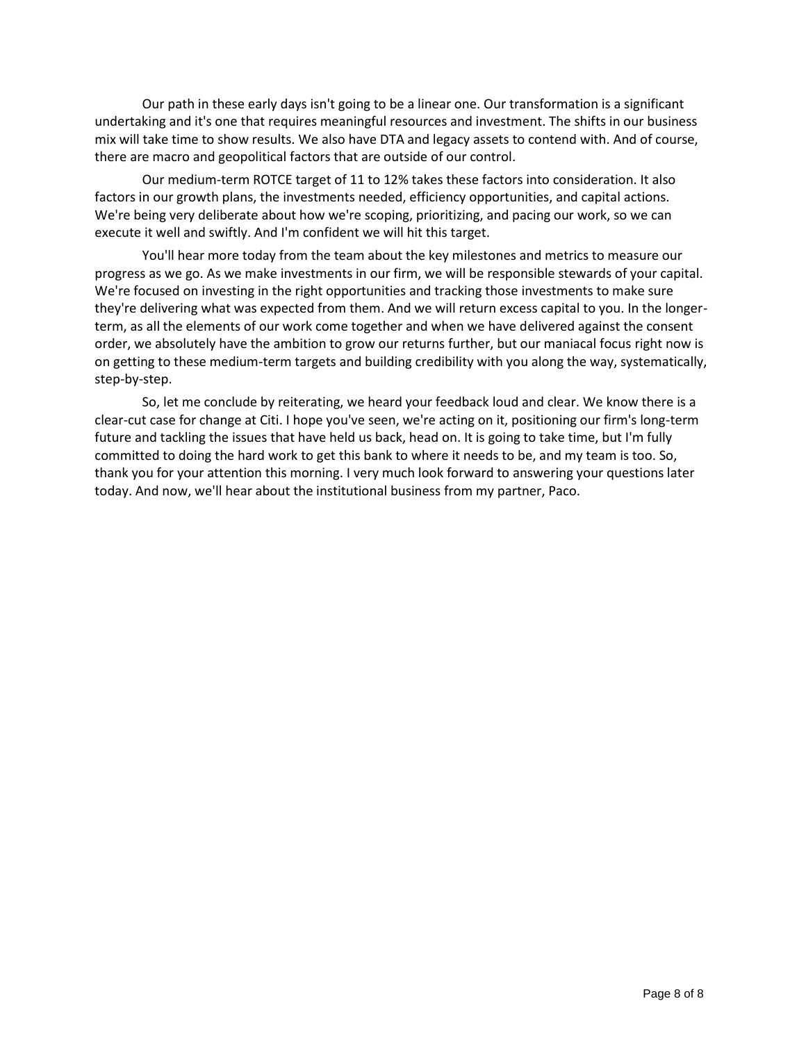Our path in these early days isn't going to be a linear one. Our transformation is a significant undertaking and it's one that requires meaningful resources and investment. The shifts in our business mix will take time to show results. We also have DTA and legacy assets to contend with. And of course, there are macro and geopolitical factors that are outside of our control.

Our medium-term ROTCE target of 11 to 12% takes these factors into consideration. It also factors in our growth plans, the investments needed, efficiency opportunities, and capital actions. We're being very deliberate about how we're scoping, prioritizing, and pacing our work, so we can execute it well and swiftly. And I'm confident we will hit this target.

You'll hear more today from the team about the key milestones and metrics to measure our progress as we go. As we make investments in our firm, we will be responsible stewards of your capital. We're focused on investing in the right opportunities and tracking those investments to make sure they're delivering what was expected from them. And we will return excess capital to you. In the longer-term, as all the elements of our work come together and when we have delivered against the consent order, we absolutely have the ambition to grow our returns further, but our maniacal focus right now is on getting to these medium-term targets and building credibility with you along the way, systematically, step-by-step.

So, let me conclude by reiterating, we heard your feedback loud and clear. We know there is a clear-cut case for change at Citi. I hope you've seen, we're acting on it, positioning our firm's long-term future and tackling the issues that have held us back, head on. It is going to take time, but I'm fully committed to doing the hard work to get this bank to where it needs to be, and my team is too. So, thank you for your attention this morning. I very much look forward to answering your questions later today. And now, we'll hear about the institutional business from my partner, Paco.